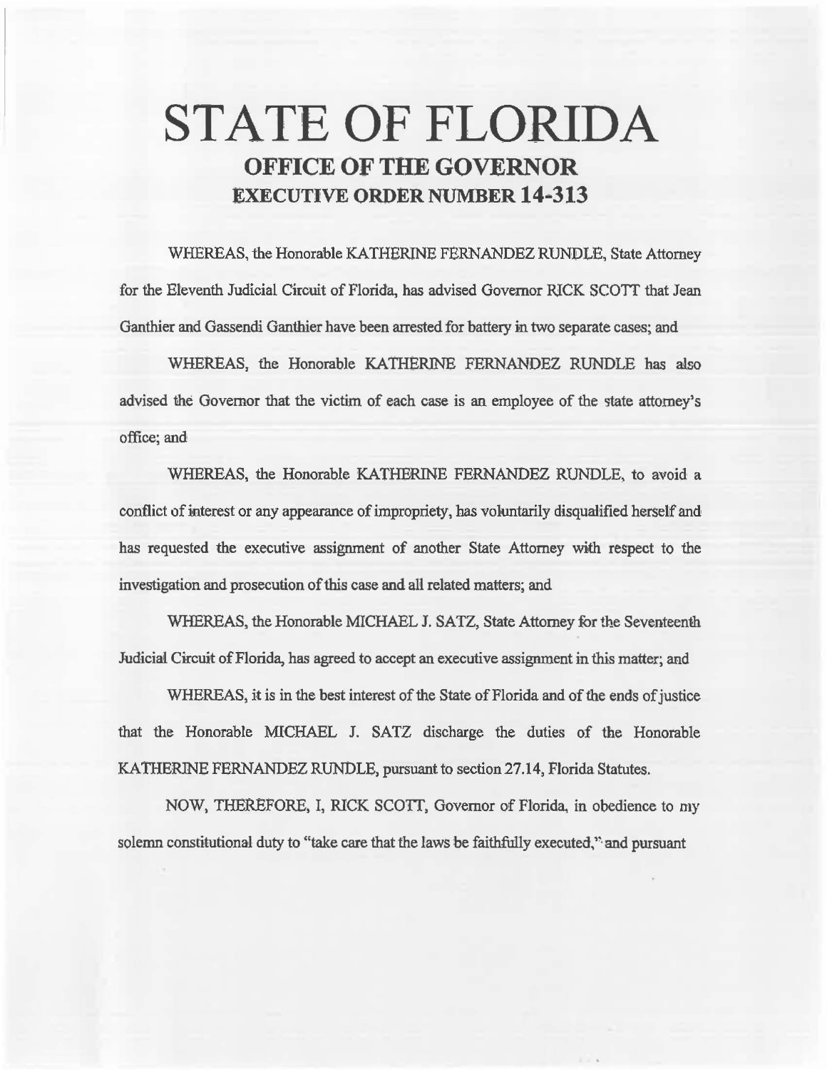# STATE OF FLORIDA
## OFFICE OF THE GOVERNOR
## EXECUTIVE ORDER NUMBER 14-313

WHEREAS, the Honorable KATHERINE FERNANDEZ RUNDLE, State Attorney for the Eleventh Judicial Circuit of Florida, has advised Governor RICK SCOTT that Jean Ganthier and Gassendi Ganthier have been arrested for battery in two separate cases; and

WHEREAS, the Honorable KATHERINE FERNANDEZ RUNDLE has also advised the Governor that the victim of each case is an employee of the state attorney's office; and

WHEREAS, the Honorable KATHERINE FERNANDEZ RUNDLE, to avoid a conflict of interest or any appearance of impropriety, has voluntarily disqualified herself and has requested the executive assignment of another State Attorney with respect to the investigation and prosecution of this case and all related matters; and

WHEREAS, the Honorable MICHAEL J. SATZ, State Attorney for the Seventeenth Judicial Circuit of Florida, has agreed to accept an executive assignment in this matter; and

WHEREAS, it is in the best interest of the State of Florida and of the ends of justice that the Honorable MICHAEL J. SATZ discharge the duties of the Honorable KATHERINE FERNANDEZ RUNDLE, pursuant to section 27.14, Florida Statutes.

NOW, THEREFORE, I, RICK SCOTT, Governor of Florida, in obedience to my solemn constitutional duty to "take care that the laws be faithfully executed," and pursuant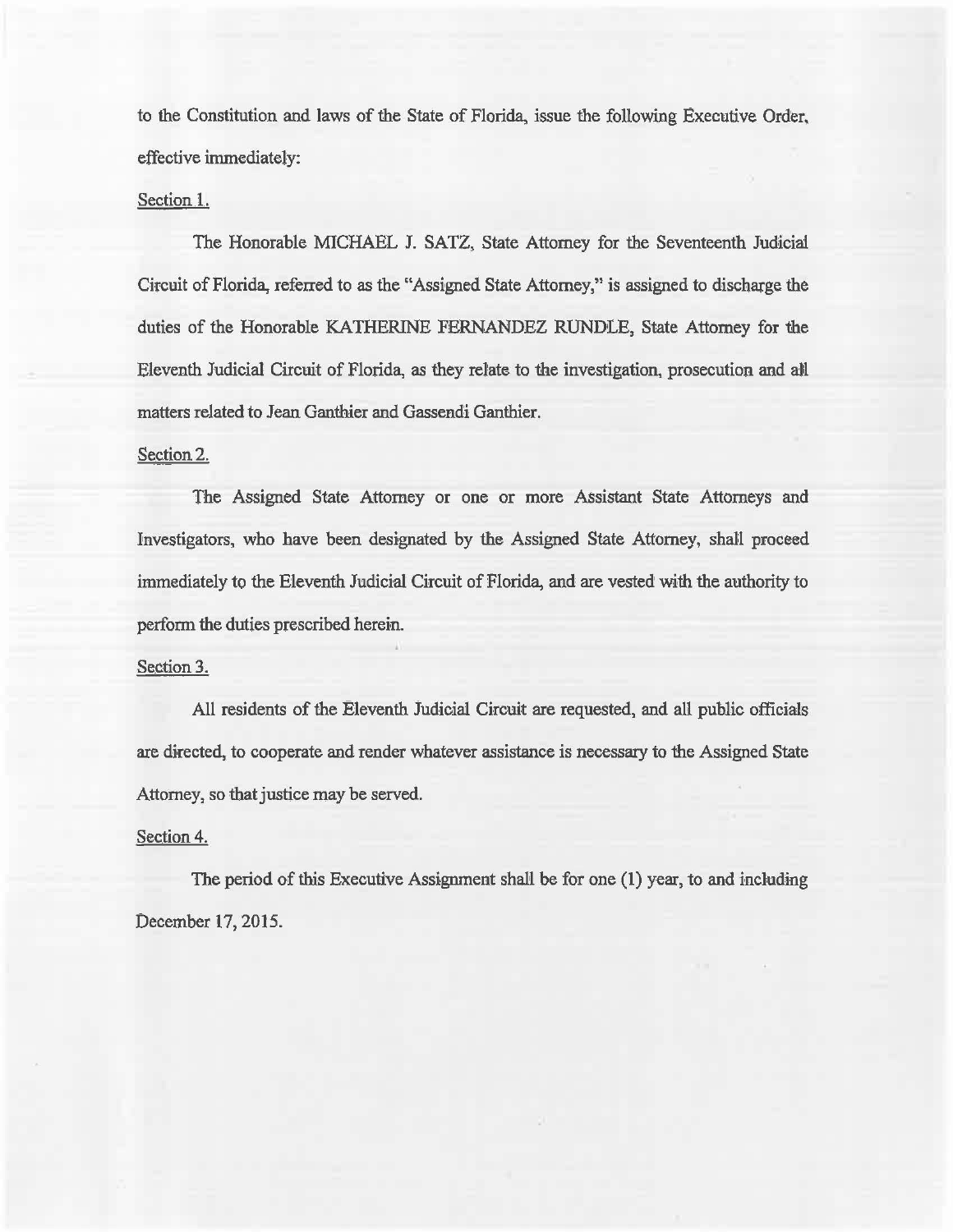to the Constitution and laws of the State of Florida, issue the following Executive Order, effective immediately:

Section 1.

The Honorable MICHAEL J. SATZ, State Attorney for the Seventeenth Judicial Circuit of Florida, referred to as the "Assigned State Attorney," is assigned to discharge the duties of the Honorable KATHERINE FERNANDEZ RUNDLE, State Attorney for the Eleventh Judicial Circuit of Florida, as they relate to the investigation, prosecution and all matters related to Jean Ganthier and Gassendi Ganthier.

Section 2.

The Assigned State Attorney or one or more Assistant State Attorneys and Investigators, who have been designated by the Assigned State Attorney, shall proceed immediately to the Eleventh Judicial Circuit of Florida, and are vested with the authority to perform the duties prescribed herein.

Section 3.

All residents of the Eleventh Judicial Circuit are requested, and all public officials are directed, to cooperate and render whatever assistance is necessary to the Assigned State Attorney, so that justice may be served.

Section 4.

The period of this Executive Assignment shall be for one (1) year, to and including December 17, 2015.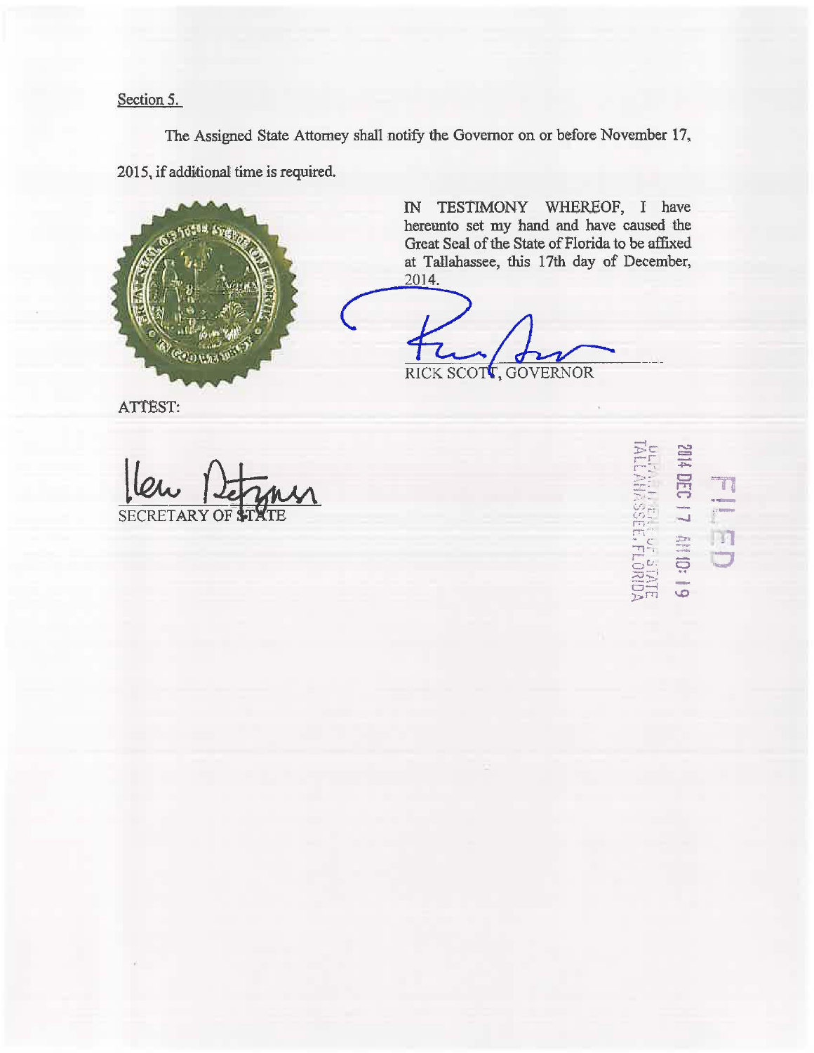Section 5.

The Assigned State Attorney shall notify the Governor on or before November 17, 2015, if additional time is required.

IN TESTIMONY WHEREOF, I have hereunto set my hand and have caused the Great Seal of the State of Florida to be affixed at Tallahassee, this 17th day of December, 2014.

RICK SCOTT, GOVERNOR

ATTEST:

SECRETARY OF STATE

FILED

2014 DEC 17 AM 10:19

DEPARTMENT OF STATE
TALLAHASSEE, FLORIDA